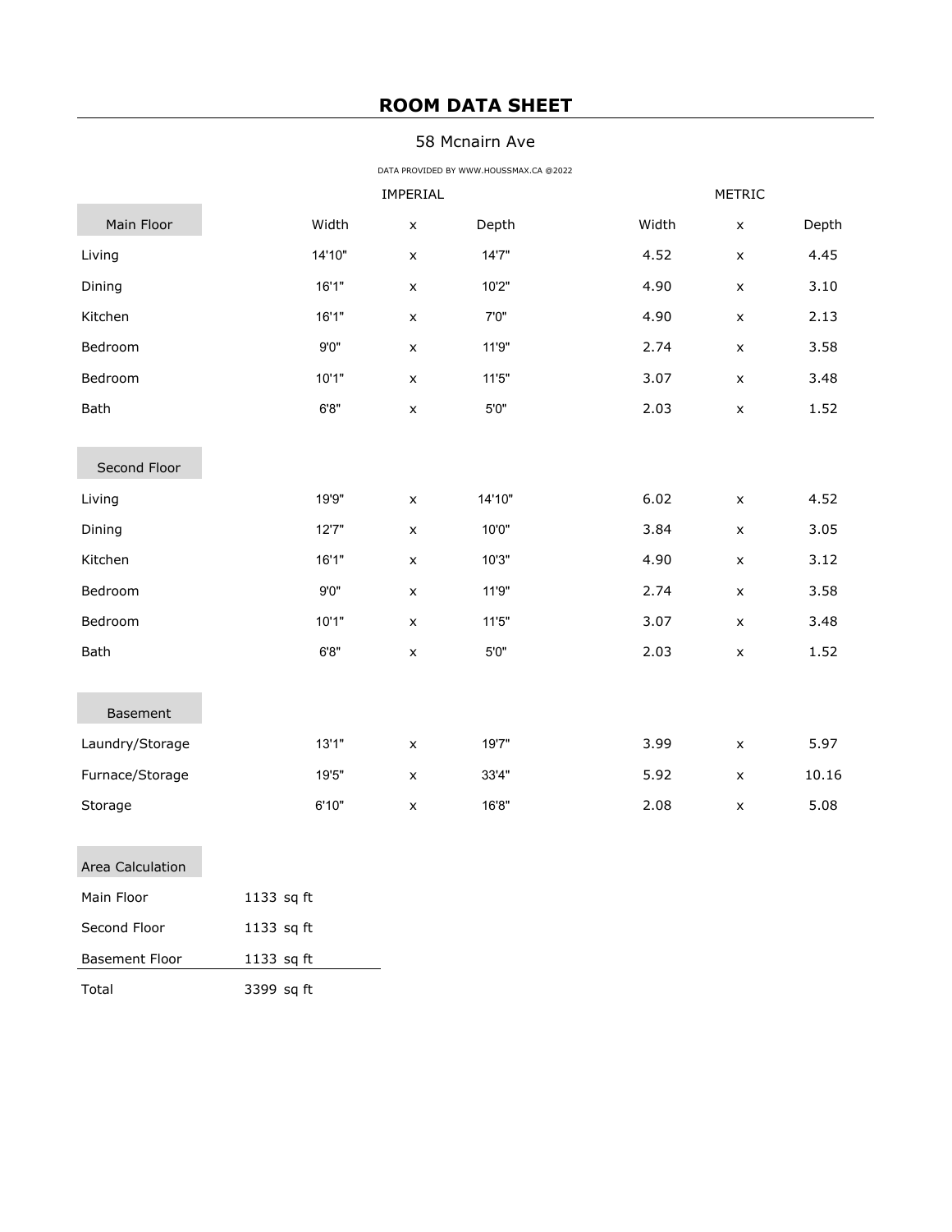# ROOM DATA SHEET

58 Mcnairn Ave

DATA PROVIDED BY WWW.HOUSSMAX.CA @2022

| | IMPERIAL | | | METRIC | | |
|---|---|---|---|---|---|---|
| **Main Floor** | Width | x | Depth | Width | x | Depth |
| Living | 14'10" | x | 14'7" | 4.52 | x | 4.45 |
| Dining | 16'1" | x | 10'2" | 4.90 | x | 3.10 |
| Kitchen | 16'1" | x | 7'0" | 4.90 | x | 2.13 |
| Bedroom | 9'0" | x | 11'9" | 2.74 | x | 3.58 |
| Bedroom | 10'1" | x | 11'5" | 3.07 | x | 3.48 |
| Bath | 6'8" | x | 5'0" | 2.03 | x | 1.52 |
| **Second Floor** | | | | | | |
| Living | 19'9" | x | 14'10" | 6.02 | x | 4.52 |
| Dining | 12'7" | x | 10'0" | 3.84 | x | 3.05 |
| Kitchen | 16'1" | x | 10'3" | 4.90 | x | 3.12 |
| Bedroom | 9'0" | x | 11'9" | 2.74 | x | 3.58 |
| Bedroom | 10'1" | x | 11'5" | 3.07 | x | 3.48 |
| Bath | 6'8" | x | 5'0" | 2.03 | x | 1.52 |
| **Basement** | | | | | | |
| Laundry/Storage | 13'1" | x | 19'7" | 3.99 | x | 5.97 |
| Furnace/Storage | 19'5" | x | 33'4" | 5.92 | x | 10.16 |
| Storage | 6'10" | x | 16'8" | 2.08 | x | 5.08 |

| Area Calculation | |
|---|---|
| Main Floor | 1133 sq ft |
| Second Floor | 1133 sq ft |
| Basement Floor | 1133 sq ft |
| Total | 3399 sq ft |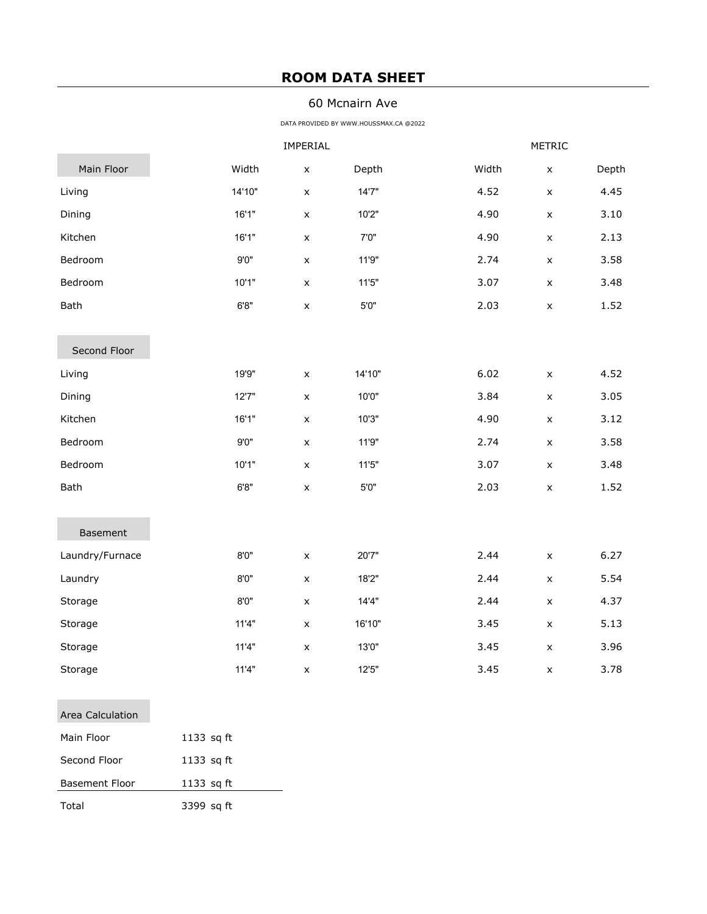# ROOM DATA SHEET

60 Mcnairn Ave

DATA PROVIDED BY WWW.HOUSSMAX.CA @2022

| | IMPERIAL | | | METRIC | | |
|---|---|---|---|---|---|---|
| **Main Floor** | Width | x | Depth | Width | x | Depth |
| Living | 14'10" | x | 14'7" | 4.52 | x | 4.45 |
| Dining | 16'1" | x | 10'2" | 4.90 | x | 3.10 |
| Kitchen | 16'1" | x | 7'0" | 4.90 | x | 2.13 |
| Bedroom | 9'0" | x | 11'9" | 2.74 | x | 3.58 |
| Bedroom | 10'1" | x | 11'5" | 3.07 | x | 3.48 |
| Bath | 6'8" | x | 5'0" | 2.03 | x | 1.52 |
| **Second Floor** | | | | | | |
| Living | 19'9" | x | 14'10" | 6.02 | x | 4.52 |
| Dining | 12'7" | x | 10'0" | 3.84 | x | 3.05 |
| Kitchen | 16'1" | x | 10'3" | 4.90 | x | 3.12 |
| Bedroom | 9'0" | x | 11'9" | 2.74 | x | 3.58 |
| Bedroom | 10'1" | x | 11'5" | 3.07 | x | 3.48 |
| Bath | 6'8" | x | 5'0" | 2.03 | x | 1.52 |
| **Basement** | | | | | | |
| Laundry/Furnace | 8'0" | x | 20'7" | 2.44 | x | 6.27 |
| Laundry | 8'0" | x | 18'2" | 2.44 | x | 5.54 |
| Storage | 8'0" | x | 14'4" | 2.44 | x | 4.37 |
| Storage | 11'4" | x | 16'10" | 3.45 | x | 5.13 |
| Storage | 11'4" | x | 13'0" | 3.45 | x | 3.96 |
| Storage | 11'4" | x | 12'5" | 3.45 | x | 3.78 |

| Area Calculation | |
|---|---|
| Main Floor | 1133 sq ft |
| Second Floor | 1133 sq ft |
| Basement Floor | 1133 sq ft |
| Total | 3399 sq ft |